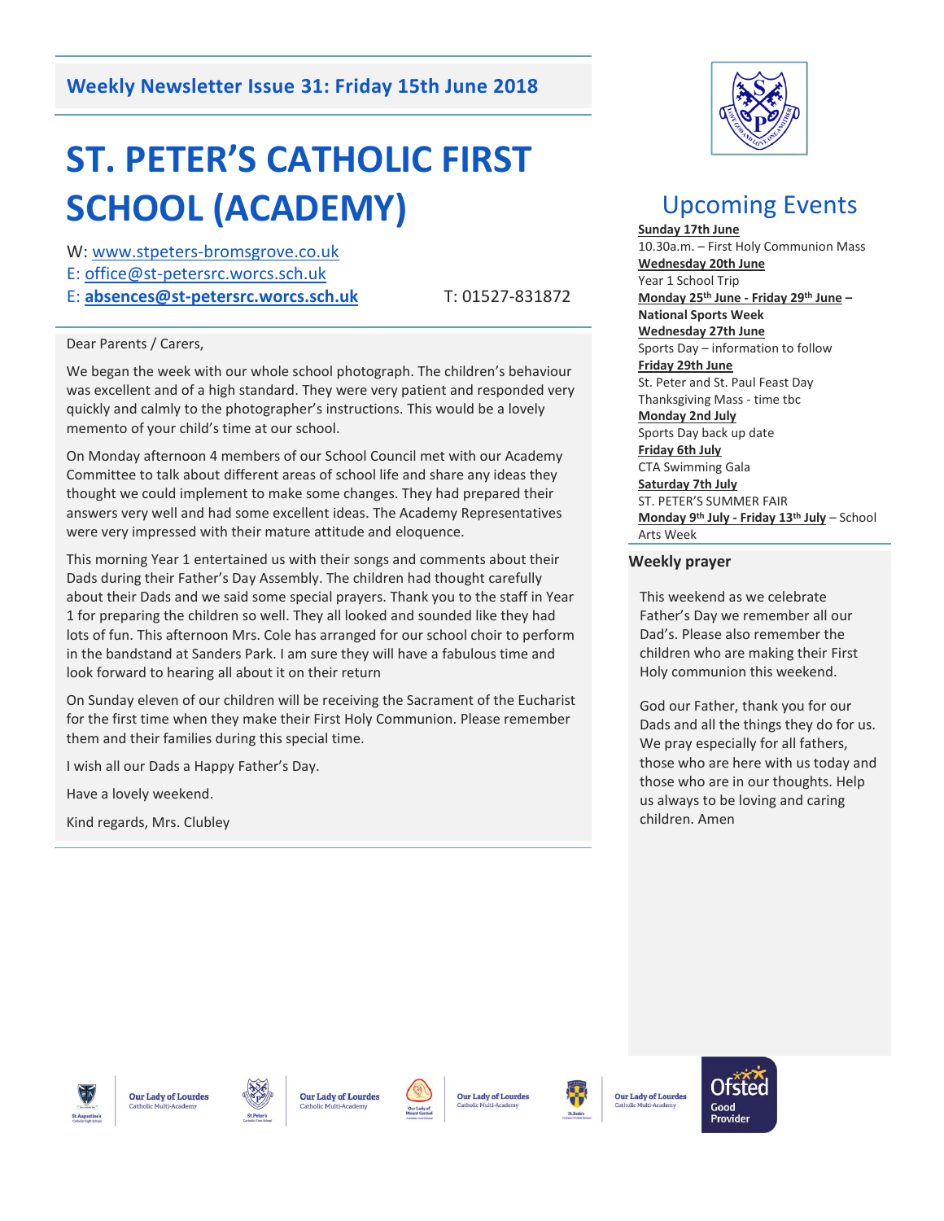## Weekly Newsletter Issue 31: Friday 15th June 2018

# ST. PETER'S CATHOLIC FIRST SCHOOL (ACADEMY)

W: www.stpeters-bromsgrove.co.uk
E: office@st-petersrc.worcs.sch.uk
E: **absences@st-petersrc.worcs.sch.uk** T: 01527-831872

Dear Parents / Carers,

We began the week with our whole school photograph. The children's behaviour was excellent and of a high standard. They were very patient and responded very quickly and calmly to the photographer's instructions. This would be a lovely memento of your child's time at our school.

On Monday afternoon 4 members of our School Council met with our Academy Committee to talk about different areas of school life and share any ideas they thought we could implement to make some changes. They had prepared their answers very well and had some excellent ideas. The Academy Representatives were very impressed with their mature attitude and eloquence.

This morning Year 1 entertained us with their songs and comments about their Dads during their Father's Day Assembly. The children had thought carefully about their Dads and we said some special prayers. Thank you to the staff in Year 1 for preparing the children so well. They all looked and sounded like they had lots of fun. This afternoon Mrs. Cole has arranged for our school choir to perform in the bandstand at Sanders Park. I am sure they will have a fabulous time and look forward to hearing all about it on their return

On Sunday eleven of our children will be receiving the Sacrament of the Eucharist for the first time when they make their First Holy Communion. Please remember them and their families during this special time.

I wish all our Dads a Happy Father's Day.

Have a lovely weekend.

Kind regards, Mrs. Clubley

## Upcoming Events

**Sunday 17th June**
10.30a.m. – First Holy Communion Mass
**Wednesday 20th June**
Year 1 School Trip
**Monday 25th June - Friday 29th June – National Sports Week**
**Wednesday 27th June**
Sports Day – information to follow
**Friday 29th June**
St. Peter and St. Paul Feast Day
Thanksgiving Mass - time tbc
**Monday 2nd July**
Sports Day back up date
**Friday 6th July**
CTA Swimming Gala
**Saturday 7th July**
ST. PETER'S SUMMER FAIR
**Monday 9th July - Friday 13th July** – School Arts Week

### Weekly prayer

This weekend as we celebrate Father's Day we remember all our Dad's. Please also remember the children who are making their First Holy communion this weekend.

God our Father, thank you for our Dads and all the things they do for us. We pray especially for all fathers, those who are here with us today and those who are in our thoughts. Help us always to be loving and caring children. Amen

Our Lady of Lourdes Catholic Multi-Academy

Ofsted Good Provider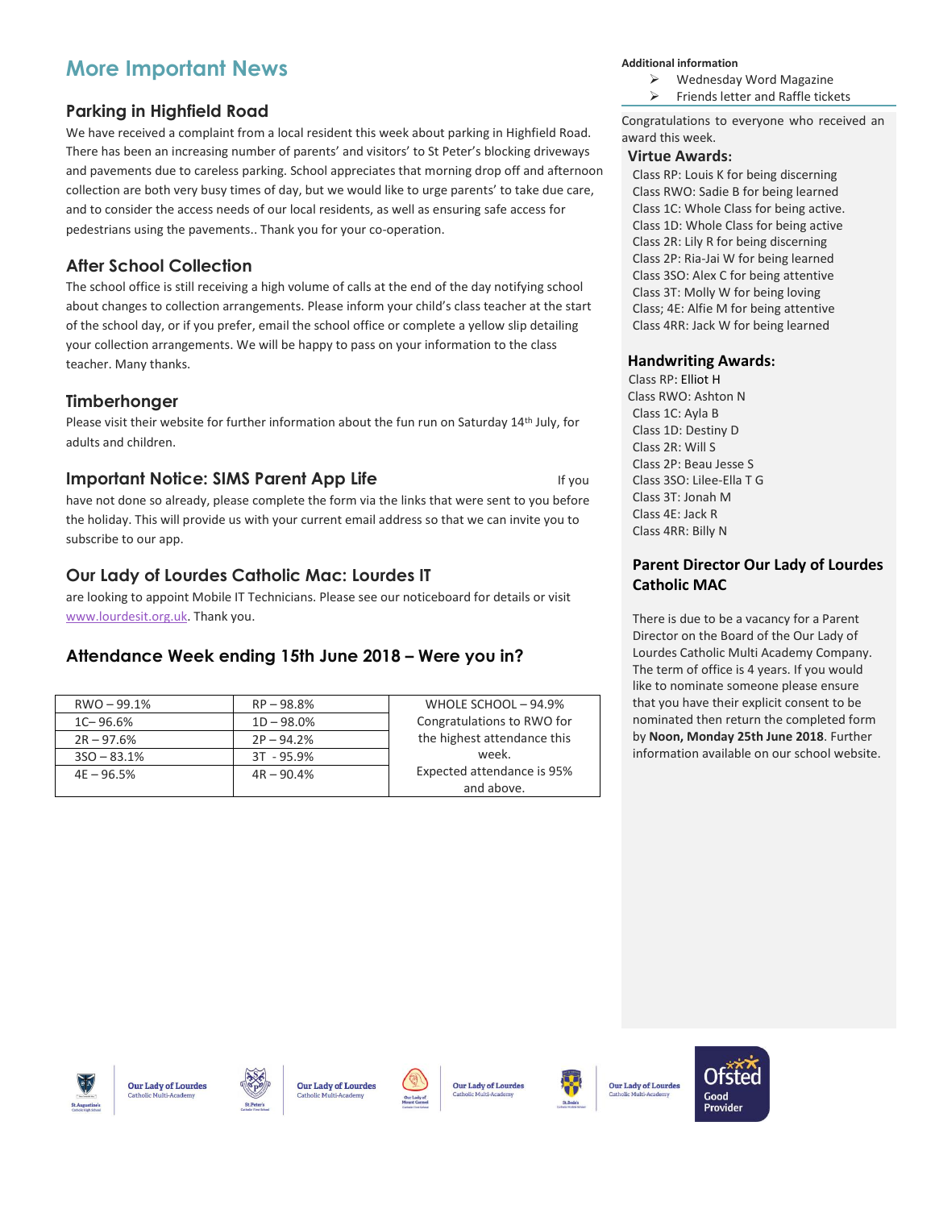## More Important News

### Parking in Highfield Road

We have received a complaint from a local resident this week about parking in Highfield Road. There has been an increasing number of parents' and visitors' to St Peter's blocking driveways and pavements due to careless parking. School appreciates that morning drop off and afternoon collection are both very busy times of day, but we would like to urge parents' to take due care, and to consider the access needs of our local residents, as well as ensuring safe access for pedestrians using the pavements.. Thank you for your co-operation.

### After School Collection

The school office is still receiving a high volume of calls at the end of the day notifying school about changes to collection arrangements. Please inform your child's class teacher at the start of the school day, or if you prefer, email the school office or complete a yellow slip detailing your collection arrangements. We will be happy to pass on your information to the class teacher. Many thanks.

### Timberhonger

Please visit their website for further information about the fun run on Saturday 14th July, for adults and children.

### Important Notice: SIMS Parent App Life

If you have not done so already, please complete the form via the links that were sent to you before the holiday. This will provide us with your current email address so that we can invite you to subscribe to our app.

### Our Lady of Lourdes Catholic Mac: Lourdes IT

are looking to appoint Mobile IT Technicians. Please see our noticeboard for details or visit www.lourdesit.org.uk. Thank you.

### Attendance Week ending 15th June 2018 – Were you in?

| | | |
|---|---|---|
| RWO – 99.1% | RP – 98.8% | WHOLE SCHOOL – 94.9% Congratulations to RWO for the highest attendance this week. Expected attendance is 95% and above. |
| 1C– 96.6% | 1D – 98.0% | |
| 2R – 97.6% | 2P – 94.2% | |
| 3SO – 83.1% | 3T - 95.9% | |
| 4E – 96.5% | 4R – 90.4% | |

**Additional information**

- Wednesday Word Magazine
- Friends letter and Raffle tickets

Congratulations to everyone who received an award this week.

### Virtue Awards:

Class RP: Louis K for being discerning
Class RWO: Sadie B for being learned
Class 1C: Whole Class for being active.
Class 1D: Whole Class for being active
Class 2R: Lily R for being discerning
Class 2P: Ria-Jai W for being learned
Class 3SO: Alex C for being attentive
Class 3T: Molly W for being loving
Class; 4E: Alfie M for being attentive
Class 4RR: Jack W for being learned

### Handwriting Awards:

Class RP: Elliot H
Class RWO: Ashton N
Class 1C: Ayla B
Class 1D: Destiny D
Class 2R: Will S
Class 2P: Beau Jesse S
Class 3SO: Lilee-Ella T G
Class 3T: Jonah M
Class 4E: Jack R
Class 4RR: Billy N

### Parent Director Our Lady of Lourdes Catholic MAC

There is due to be a vacancy for a Parent Director on the Board of the Our Lady of Lourdes Catholic Multi Academy Company. The term of office is 4 years. If you would like to nominate someone please ensure that you have their explicit consent to be nominated then return the completed form by **Noon, Monday 25th June 2018**. Further information available on our school website.